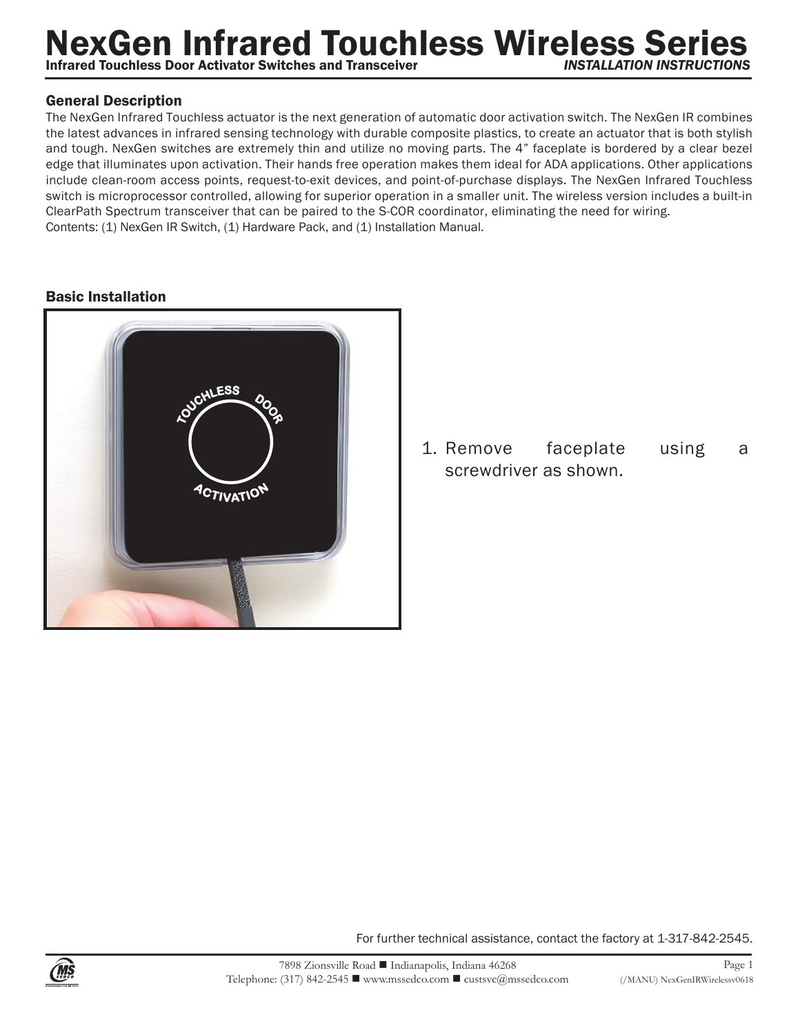# NexGen Infrared Touchless Wireless Series

**Infrared Touchless Door Activator Switches and Transceiver** *INSTALLATION INSTRUCTIONS*

## General Description

The NexGen Infrared Touchless actuator is the next generation of automatic door activation switch. The NexGen IR combines the latest advances in infrared sensing technology with durable composite plastics, to create an actuator that is both stylish and tough. NexGen switches are extremely thin and utilize no moving parts. The 4" faceplate is bordered by a clear bezel edge that illuminates upon activation. Their hands free operation makes them ideal for ADA applications. Other applications include clean-room access points, request-to-exit devices, and point-of-purchase displays. The NexGen Infrared Touchless switch is microprocessor controlled, allowing for superior operation in a smaller unit. The wireless version includes a built-in ClearPath Spectrum transceiver that can be paired to the S-COR coordinator, eliminating the need for wiring.
Contents: (1) NexGen IR Switch, (1) Hardware Pack, and (1) Installation Manual.

## Basic Installation

1. Remove faceplate using a screwdriver as shown.

For further technical assistance, contact the factory at 1-317-842-2545.

7898 Zionsville Road ■ Indianapolis, Indiana 46268
Telephone: (317) 842-2545 ■ www.mssedco.com ■ custsvc@mssedco.com

(/MANU) NexGenIRWirelessv0618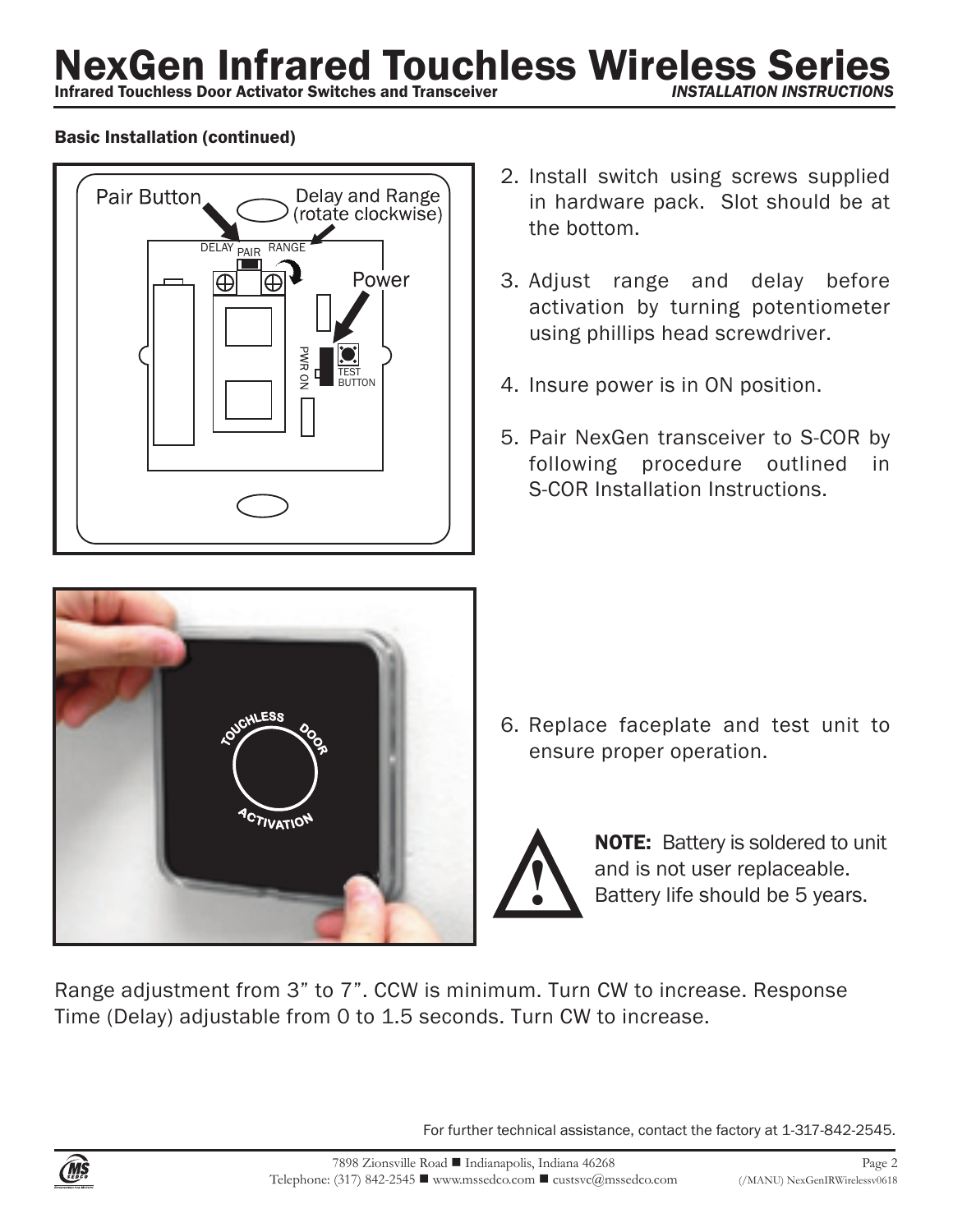## Basic Installation (continued)

Pair Button

Delay and Range (rotate clockwise)

DELAY PAIR RANGE

Power

PWR ON

TEST BUTTON

2. Install switch using screws supplied in hardware pack. Slot should be at the bottom.

3. Adjust range and delay before activation by turning potentiometer using phillips head screwdriver.

4. Insure power is in ON position.

5. Pair NexGen transceiver to S-COR by following procedure outlined in S-COR Installation Instructions.

6. Replace faceplate and test unit to ensure proper operation.

**NOTE:** Battery is soldered to unit and is not user replaceable. Battery life should be 5 years.

Range adjustment from 3” to 7”. CCW is minimum. Turn CW to increase. Response Time (Delay) adjustable from 0 to 1.5 seconds. Turn CW to increase.

For further technical assistance, contact the factory at 1-317-842-2545.

7898 Zionsville Road ■ Indianapolis, Indiana 46268
Telephone: (317) 842-2545 ■ www.mssedco.com ■ custsvc@mssedco.com

(/MANU) NexGenIRWirelessv0618